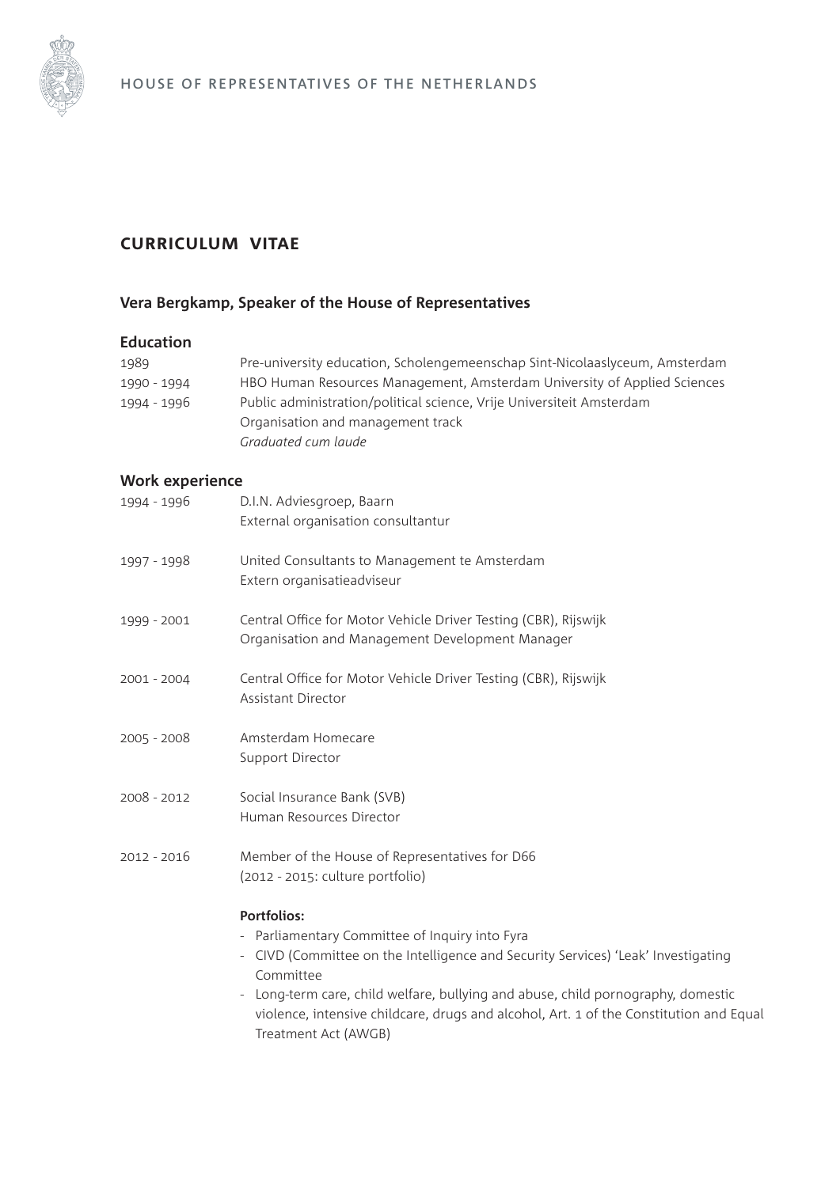HOUSE OF REPRESENTATIVES OF THE NETHERLANDS

# CURRICULUM VITAE

## Vera Bergkamp, Speaker of the House of Representatives

### Education

| | |
|---|---|
| 1989 | Pre-university education, Scholengemeenschap Sint-Nicolaaslyceum, Amsterdam |
| 1990 - 1994 | HBO Human Resources Management, Amsterdam University of Applied Sciences |
| 1994 - 1996 | Public administration/political science, Vrije Universiteit Amsterdam<br>Organisation and management track<br>*Graduated cum laude* |

### Work experience

| | |
|---|---|
| 1994 - 1996 | D.I.N. Adviesgroep, Baarn<br>External organisation consultantur |
| 1997 - 1998 | United Consultants to Management te Amsterdam<br>Extern organisatieadviseur |
| 1999 - 2001 | Central Office for Motor Vehicle Driver Testing (CBR), Rijswijk<br>Organisation and Management Development Manager |
| 2001 - 2004 | Central Office for Motor Vehicle Driver Testing (CBR), Rijswijk<br>Assistant Director |
| 2005 - 2008 | Amsterdam Homecare<br>Support Director |
| 2008 - 2012 | Social Insurance Bank (SVB)<br>Human Resources Director |
| 2012 - 2016 | Member of the House of Representatives for D66<br>(2012 - 2015: culture portfolio) |

**Portfolios:**

- Parliamentary Committee of Inquiry into Fyra
- CIVD (Committee on the Intelligence and Security Services) 'Leak' Investigating Committee
- Long-term care, child welfare, bullying and abuse, child pornography, domestic violence, intensive childcare, drugs and alcohol, Art. 1 of the Constitution and Equal Treatment Act (AWGB)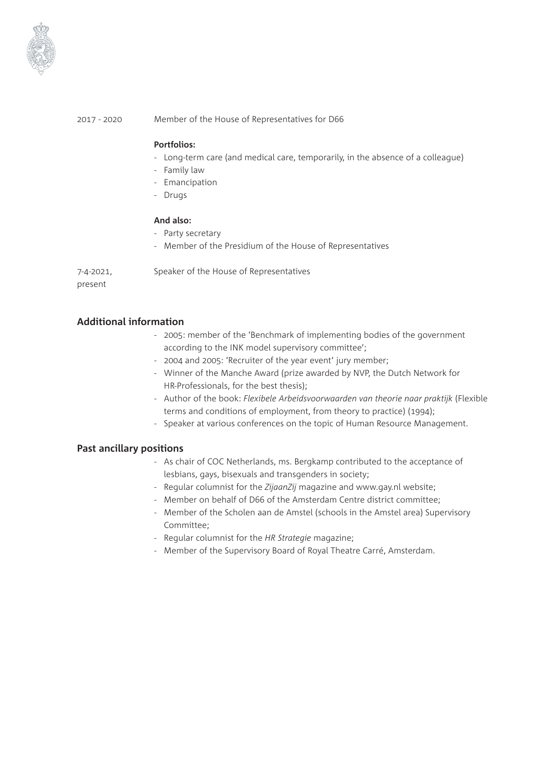| | |
|---|---|
| 2017 - 2020 | Member of the House of Representatives for D66 |

**Portfolios:**

- Long-term care (and medical care, temporarily, in the absence of a colleague)
- Family law
- Emancipation
- Drugs

**And also:**

- Party secretary
- Member of the Presidium of the House of Representatives

| | |
|---|---|
| 7-4-2021, present | Speaker of the House of Representatives |

## Additional information

- 2005: member of the 'Benchmark of implementing bodies of the government according to the INK model supervisory committee';
- 2004 and 2005: 'Recruiter of the year event' jury member;
- Winner of the Manche Award (prize awarded by NVP, the Dutch Network for HR-Professionals, for the best thesis);
- Author of the book: *Flexibele Arbeidsvoorwaarden van theorie naar praktijk* (Flexible terms and conditions of employment, from theory to practice) (1994);
- Speaker at various conferences on the topic of Human Resource Management.

## Past ancillary positions

- As chair of COC Netherlands, ms. Bergkamp contributed to the acceptance of lesbians, gays, bisexuals and transgenders in society;
- Regular columnist for the *ZijaanZij* magazine and www.gay.nl website;
- Member on behalf of D66 of the Amsterdam Centre district committee;
- Member of the Scholen aan de Amstel (schools in the Amstel area) Supervisory Committee;
- Regular columnist for the *HR Strategie* magazine;
- Member of the Supervisory Board of Royal Theatre Carré, Amsterdam.